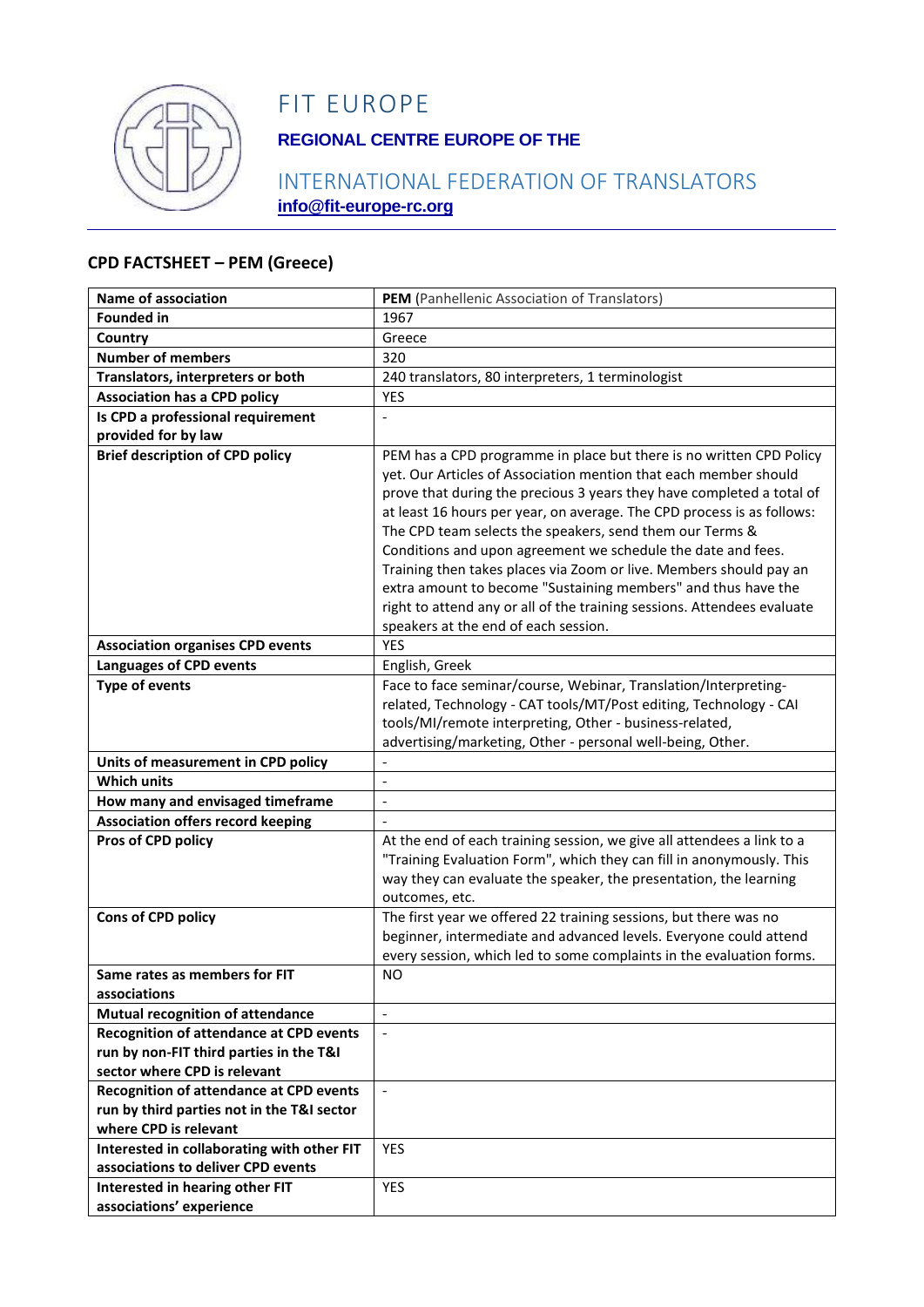# FIT EUROPE

**REGIONAL CENTRE EUROPE OF THE**

INTERNATIONAL FEDERATION OF TRANSLATORS

**info@fit-europe-rc.org**

## CPD FACTSHEET – PEM (Greece)

| Name of association | **PEM** (Panhellenic Association of Translators) |
|---|---|
| **Founded in** | 1967 |
| **Country** | Greece |
| **Number of members** | 320 |
| **Translators, interpreters or both** | 240 translators, 80 interpreters, 1 terminologist |
| **Association has a CPD policy** | YES |
| **Is CPD a professional requirement provided for by law** | - |
| **Brief description of CPD policy** | PEM has a CPD programme in place but there is no written CPD Policy yet. Our Articles of Association mention that each member should prove that during the precious 3 years they have completed a total of at least 16 hours per year, on average. The CPD process is as follows: The CPD team selects the speakers, send them our Terms & Conditions and upon agreement we schedule the date and fees. Training then takes places via Zoom or live. Members should pay an extra amount to become "Sustaining members" and thus have the right to attend any or all of the training sessions. Attendees evaluate speakers at the end of each session. |
| **Association organises CPD events** | YES |
| **Languages of CPD events** | English, Greek |
| **Type of events** | Face to face seminar/course, Webinar, Translation/Interpreting-related, Technology - CAT tools/MT/Post editing, Technology - CAI tools/MI/remote interpreting, Other - business-related, advertising/marketing, Other - personal well-being, Other. |
| **Units of measurement in CPD policy** | - |
| **Which units** | - |
| **How many and envisaged timeframe** | - |
| **Association offers record keeping** | - |
| **Pros of CPD policy** | At the end of each training session, we give all attendees a link to a "Training Evaluation Form", which they can fill in anonymously. This way they can evaluate the speaker, the presentation, the learning outcomes, etc. |
| **Cons of CPD policy** | The first year we offered 22 training sessions, but there was no beginner, intermediate and advanced levels. Everyone could attend every session, which led to some complaints in the evaluation forms. |
| **Same rates as members for FIT associations** | NO |
| **Mutual recognition of attendance** | - |
| **Recognition of attendance at CPD events run by non-FIT third parties in the T&I sector where CPD is relevant** | - |
| **Recognition of attendance at CPD events run by third parties not in the T&I sector where CPD is relevant** | - |
| **Interested in collaborating with other FIT associations to deliver CPD events** | YES |
| **Interested in hearing other FIT associations' experience** | YES |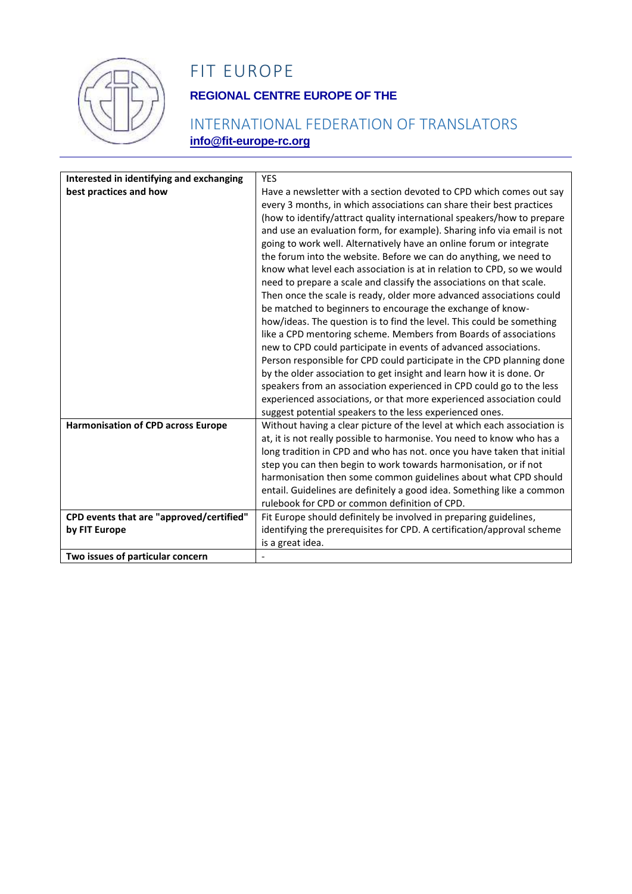# FIT EUROPE

**REGIONAL CENTRE EUROPE OF THE**

INTERNATIONAL FEDERATION OF TRANSLATORS

**info@fit-europe-rc.org**

| | |
|---|---|
| **Interested in identifying and exchanging best practices and how** | YES<br>Have a newsletter with a section devoted to CPD which comes out say every 3 months, in which associations can share their best practices (how to identify/attract quality international speakers/how to prepare and use an evaluation form, for example). Sharing info via email is not going to work well. Alternatively have an online forum or integrate the forum into the website. Before we can do anything, we need to know what level each association is at in relation to CPD, so we would need to prepare a scale and classify the associations on that scale. Then once the scale is ready, older more advanced associations could be matched to beginners to encourage the exchange of know-how/ideas. The question is to find the level. This could be something like a CPD mentoring scheme. Members from Boards of associations new to CPD could participate in events of advanced associations. Person responsible for CPD could participate in the CPD planning done by the older association to get insight and learn how it is done. Or speakers from an association experienced in CPD could go to the less experienced associations, or that more experienced association could suggest potential speakers to the less experienced ones. |
| **Harmonisation of CPD across Europe** | Without having a clear picture of the level at which each association is at, it is not really possible to harmonise. You need to know who has a long tradition in CPD and who has not. once you have taken that initial step you can then begin to work towards harmonisation, or if not harmonisation then some common guidelines about what CPD should entail. Guidelines are definitely a good idea. Something like a common rulebook for CPD or common definition of CPD. |
| **CPD events that are "approved/certified" by FIT Europe** | Fit Europe should definitely be involved in preparing guidelines, identifying the prerequisites for CPD. A certification/approval scheme is a great idea. |
| **Two issues of particular concern** | - |